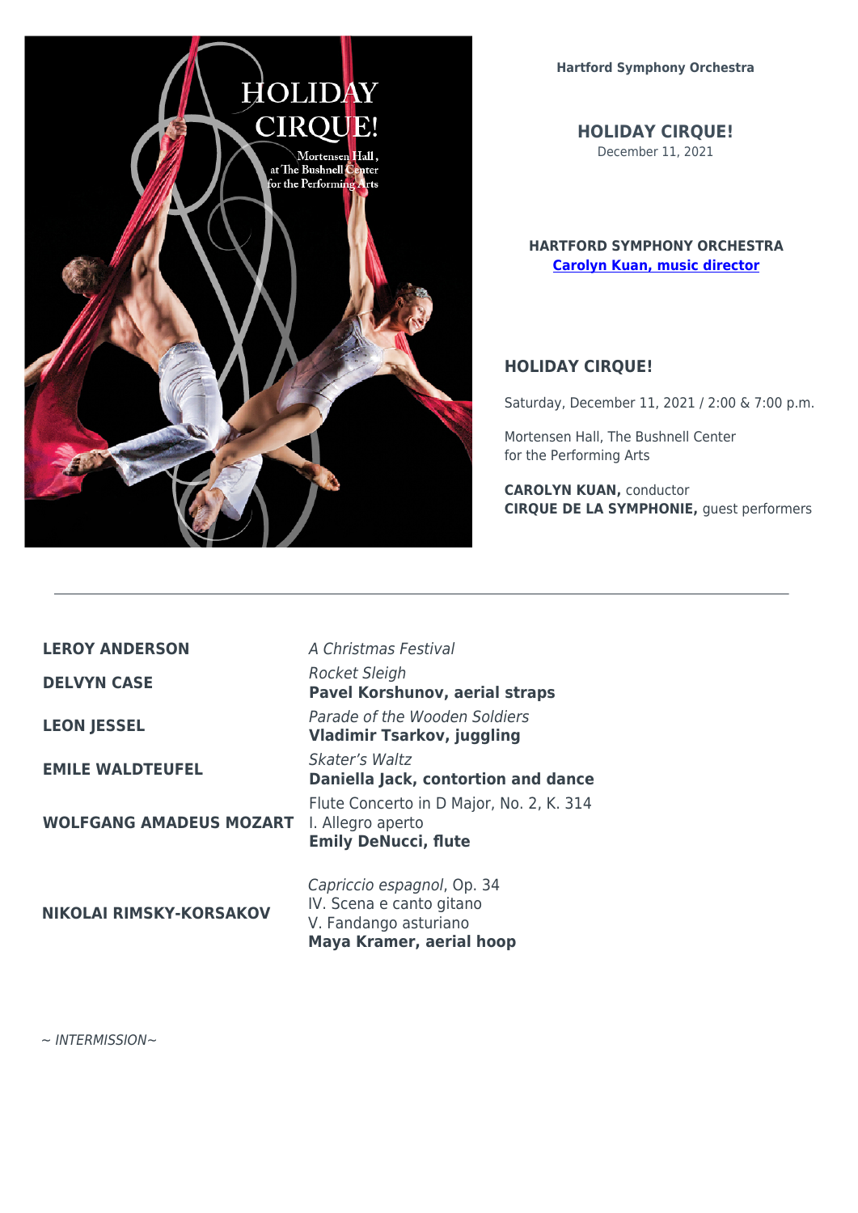**Hartford Symphony Orchestra**

## HOLIDAY CIRQUE!

December 11, 2021

**HARTFORD SYMPHONY ORCHESTRA**
**Carolyn Kuan, music director**

### HOLIDAY CIRQUE!

Saturday, December 11, 2021 / 2:00 & 7:00 p.m.

Mortensen Hall, The Bushnell Center for the Performing Arts

**CAROLYN KUAN,** conductor
**CIRQUE DE LA SYMPHONIE,** guest performers

---

| | |
|---|---|
| **LEROY ANDERSON** | *A Christmas Festival* |
| **DELVYN CASE** | *Rocket Sleigh*<br>**Pavel Korshunov, aerial straps** |
| **LEON JESSEL** | *Parade of the Wooden Soldiers*<br>**Vladimir Tsarkov, juggling** |
| **EMILE WALDTEUFEL** | *Skater's Waltz*<br>**Daniella Jack, contortion and dance** |
| **WOLFGANG AMADEUS MOZART** | Flute Concerto in D Major, No. 2, K. 314<br>I. Allegro aperto<br>**Emily DeNucci, flute** |
| **NIKOLAI RIMSKY-KORSAKOV** | *Capriccio espagnol*, Op. 34<br>IV. Scena e canto gitano<br>V. Fandango asturiano<br>**Maya Kramer, aerial hoop** |

*~ INTERMISSION~*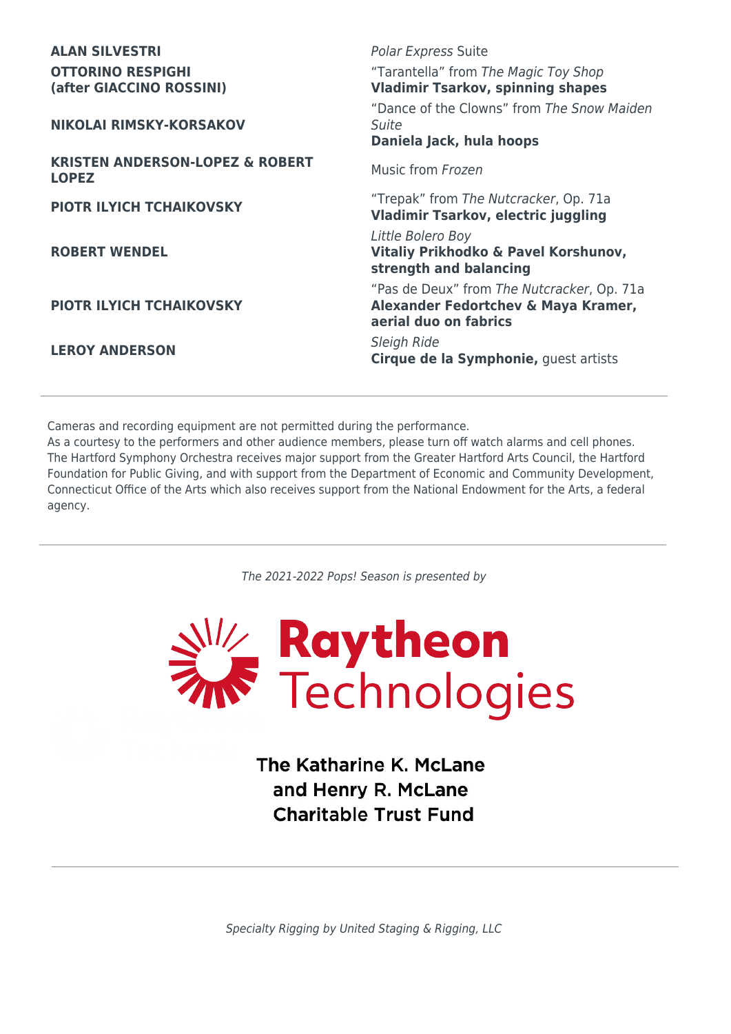**ALAN SILVESTRI** — *Polar Express* Suite

**OTTORINO RESPIGHI (after GIACCINO ROSSINI)** — "Tarantella" from *The Magic Toy Shop*
**Vladimir Tsarkov, spinning shapes**

**NIKOLAI RIMSKY-KORSAKOV** — "Dance of the Clowns" from *The Snow Maiden Suite*
**Daniela Jack, hula hoops**

**KRISTEN ANDERSON-LOPEZ & ROBERT LOPEZ** — Music from *Frozen*

**PIOTR ILYICH TCHAIKOVSKY** — "Trepak" from *The Nutcracker*, Op. 71a
**Vladimir Tsarkov, electric juggling**

**ROBERT WENDEL** — *Little Bolero Boy*
**Vitaliy Prikhodko & Pavel Korshunov, strength and balancing**

**PIOTR ILYICH TCHAIKOVSKY** — "Pas de Deux" from *The Nutcracker*, Op. 71a
**Alexander Fedortchev & Maya Kramer, aerial duo on fabrics**

**LEROY ANDERSON** — *Sleigh Ride*
**Cirque de la Symphonie,** guest artists

---

Cameras and recording equipment are not permitted during the performance.
As a courtesy to the performers and other audience members, please turn off watch alarms and cell phones.
The Hartford Symphony Orchestra receives major support from the Greater Hartford Arts Council, the Hartford Foundation for Public Giving, and with support from the Department of Economic and Community Development, Connecticut Office of the Arts which also receives support from the National Endowment for the Arts, a federal agency.

---

*The 2021-2022 Pops! Season is presented by*

Raytheon Technologies

The Katharine K. McLane
and Henry R. McLane
Charitable Trust Fund

---

*Specialty Rigging by United Staging & Rigging, LLC*